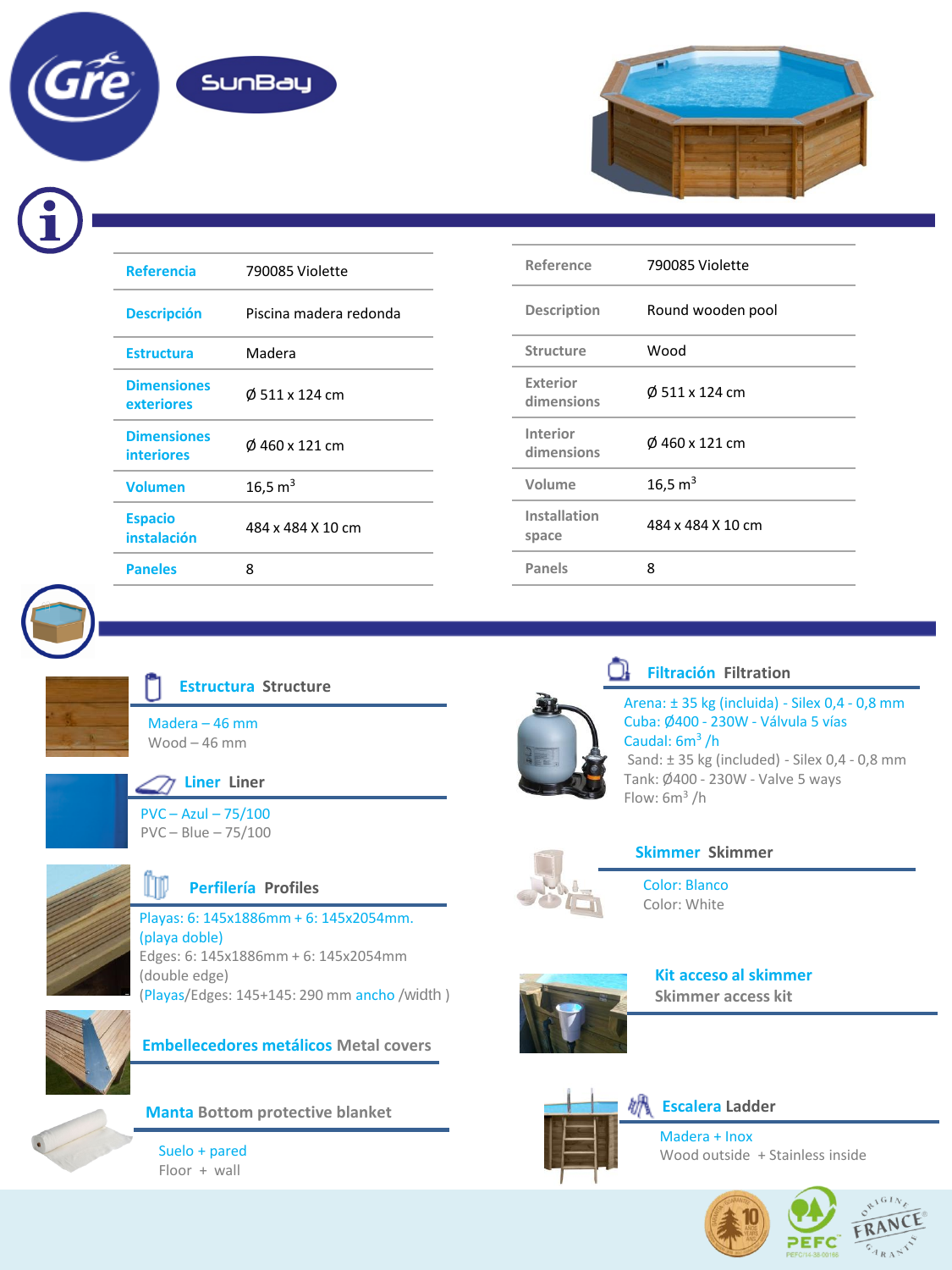Gre SunBay

| Referencia | 790085 Violette |
|---|---|
| Descripción | Piscina madera redonda |
| Estructura | Madera |
| Dimensiones exteriores | Ø 511 x 124 cm |
| Dimensiones interiores | Ø 460 x 121 cm |
| Volumen | 16,5 $m^3$ |
| Espacio instalación | 484 x 484 X 10 cm |
| Paneles | 8 |

| Reference | 790085 Violette |
|---|---|
| Description | Round wooden pool |
| Structure | Wood |
| Exterior dimensions | Ø 511 x 124 cm |
| Interior dimensions | Ø 460 x 121 cm |
| Volume | 16,5 $m^3$ |
| Installation space | 484 x 484 X 10 cm |
| Panels | 8 |

### Estructura Structure

Madera – 46 mm
Wood – 46 mm

### Liner Liner

PVC – Azul – 75/100
PVC – Blue – 75/100

### Perfilería Profiles

Playas: 6: 145x1886mm + 6: 145x2054mm. (playa doble)
Edges: 6: 145x1886mm + 6: 145x2054mm (double edge)
(Playas/Edges: 145+145: 290 mm ancho /width )

### Embellecedores metálicos Metal covers

### Manta Bottom protective blanket

Suelo + pared
Floor + wall

### Filtración Filtration

Arena: ± 35 kg (incluida) - Silex 0,4 - 0,8 mm
Cuba: Ø400 - 230W - Válvula 5 vías
Caudal: 6$m^3$ /h
Sand: ± 35 kg (included) - Silex 0,4 - 0,8 mm
Tank: Ø400 - 230W - Valve 5 ways
Flow: 6$m^3$ /h

### Skimmer Skimmer

Color: Blanco
Color: White

### Kit acceso al skimmer Skimmer access kit

### Escalera Ladder

Madera + Inox
Wood outside + Stainless inside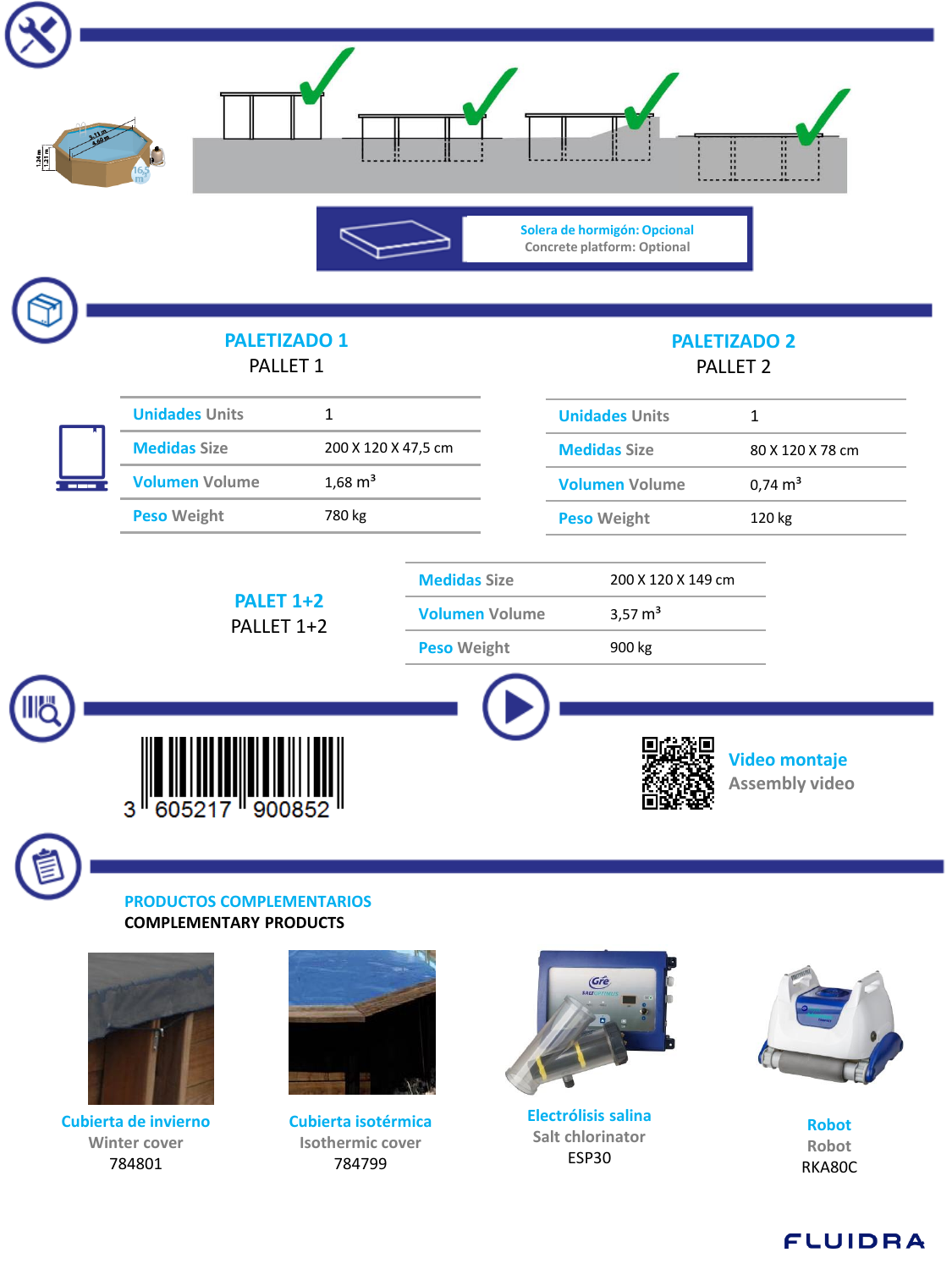Solera de hormigón: Opcional
Concrete platform: Optional

## PALETIZADO 1
PALLET 1

| | |
|---|---|
| Unidades Units | 1 |
| Medidas Size | 200 X 120 X 47,5 cm |
| Volumen Volume | 1,68 m³ |
| Peso Weight | 780 kg |

## PALETIZADO 2
PALLET 2

| | |
|---|---|
| Unidades Units | 1 |
| Medidas Size | 80 X 120 X 78 cm |
| Volumen Volume | 0,74 m³ |
| Peso Weight | 120 kg |

## PALET 1+2
PALLET 1+2

| | |
|---|---|
| Medidas Size | 200 X 120 X 149 cm |
| Volumen Volume | 3,57 m³ |
| Peso Weight | 900 kg |

3 605217 900852

Video montaje
Assembly video

## PRODUCTOS COMPLEMENTARIOS
COMPLEMENTARY PRODUCTS

Cubierta de invierno
Winter cover
784801

Cubierta isotérmica
Isothermic cover
784799

Electrólisis salina
Salt chlorinator
ESP30

Robot
Robot
RKA80C

FLUIDRA